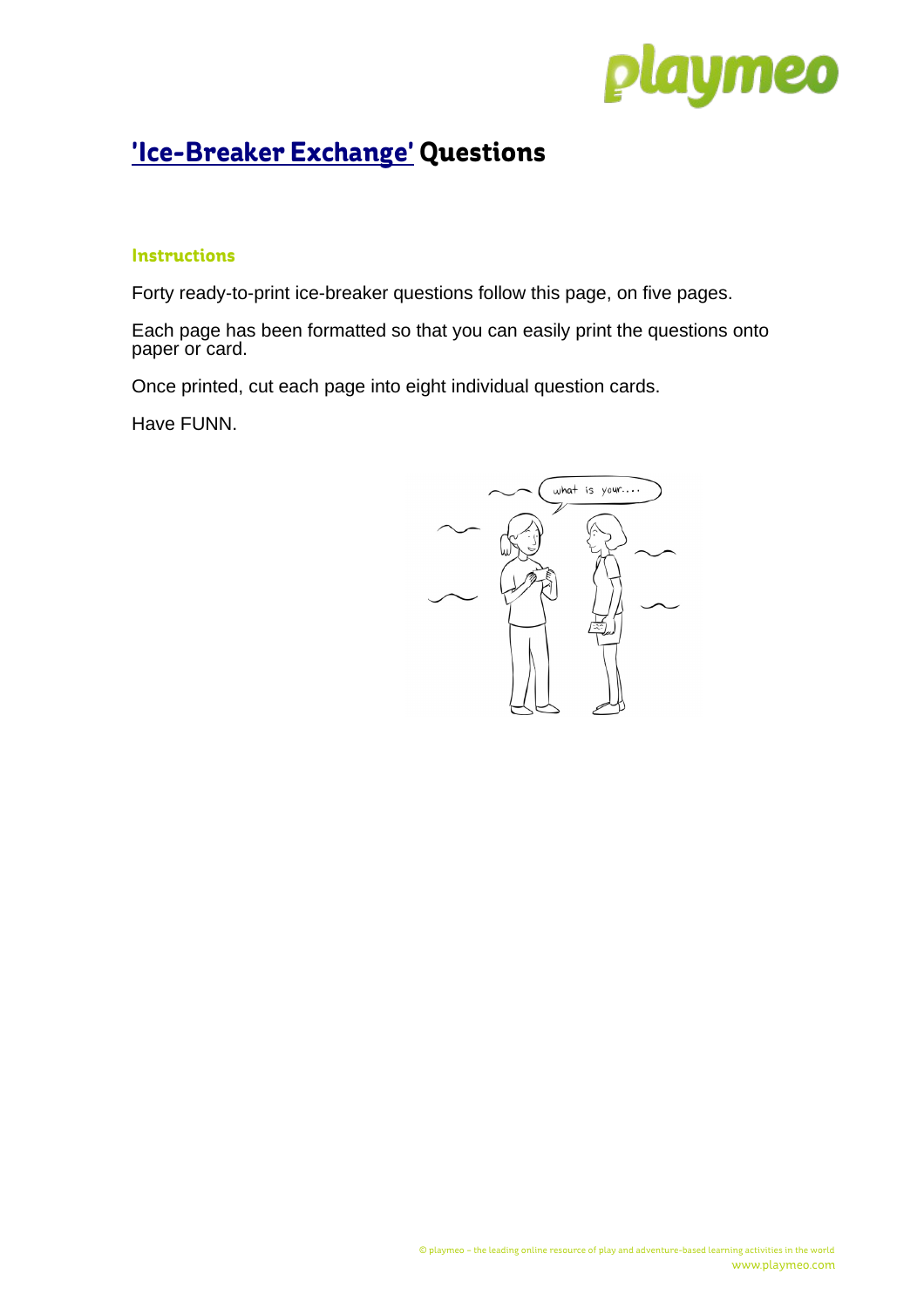# 'Ice-Breaker Exchange' Questions

### Instructions

Forty ready-to-print ice-breaker questions follow this page, on five pages.

Each page has been formatted so that you can easily print the questions onto paper or card.

Once printed, cut each page into eight individual question cards.

Have FUNN.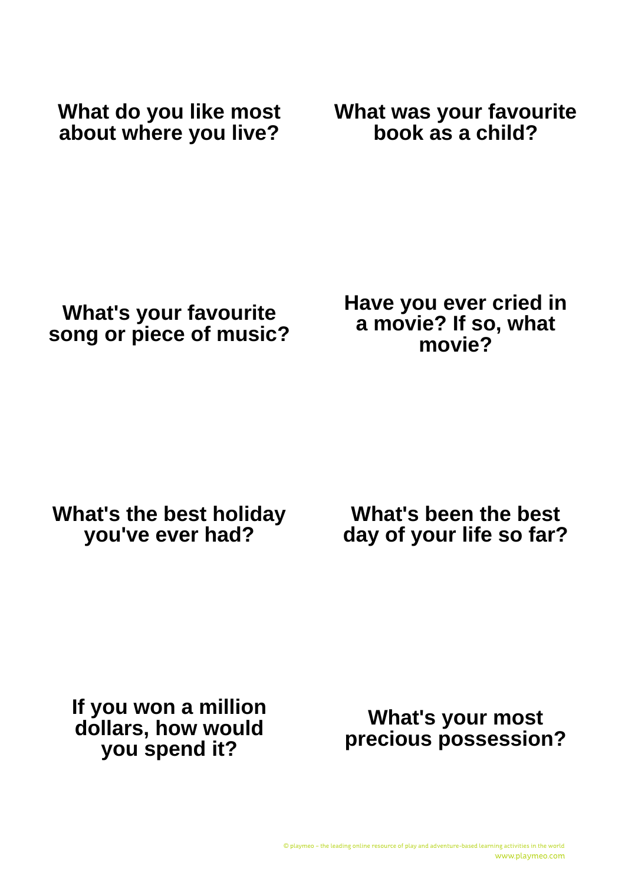**What do you like most about where you live?**

**What was your favourite book as a child?**

**What's your favourite song or piece of music?**

**Have you ever cried in a movie? If so, what movie?**

**What's the best holiday you've ever had?**

**What's been the best day of your life so far?**

**If you won a million dollars, how would you spend it?**

**What's your most precious possession?**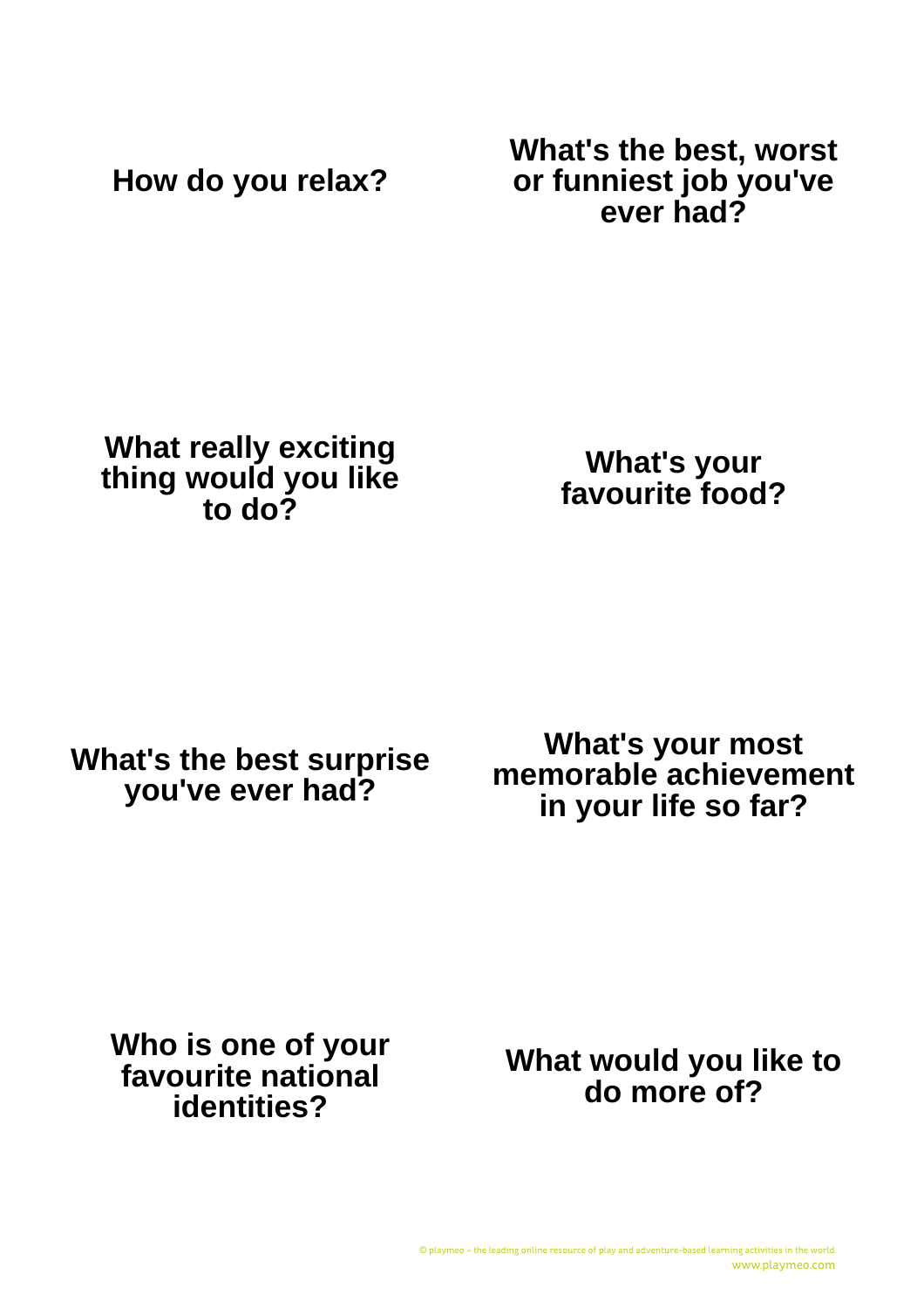**How do you relax?**

**What's the best, worst or funniest job you've ever had?**

**What really exciting thing would you like to do?**

**What's your favourite food?**

**What's the best surprise you've ever had?**

**What's your most memorable achievement in your life so far?**

**Who is one of your favourite national identities?**

**What would you like to do more of?**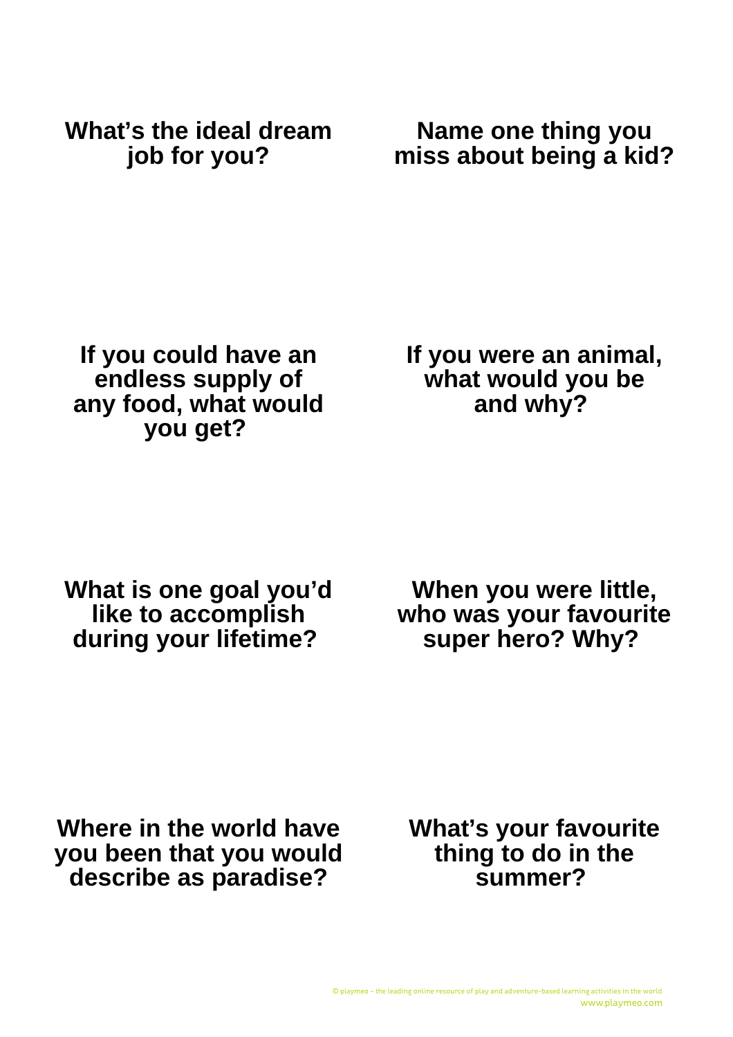**What's the ideal dream job for you?**

**Name one thing you miss about being a kid?**

**If you could have an endless supply of any food, what would you get?**

**If you were an animal, what would you be and why?**

**What is one goal you'd like to accomplish during your lifetime?**

**When you were little, who was your favourite super hero? Why?**

**Where in the world have you been that you would describe as paradise?**

**What's your favourite thing to do in the summer?**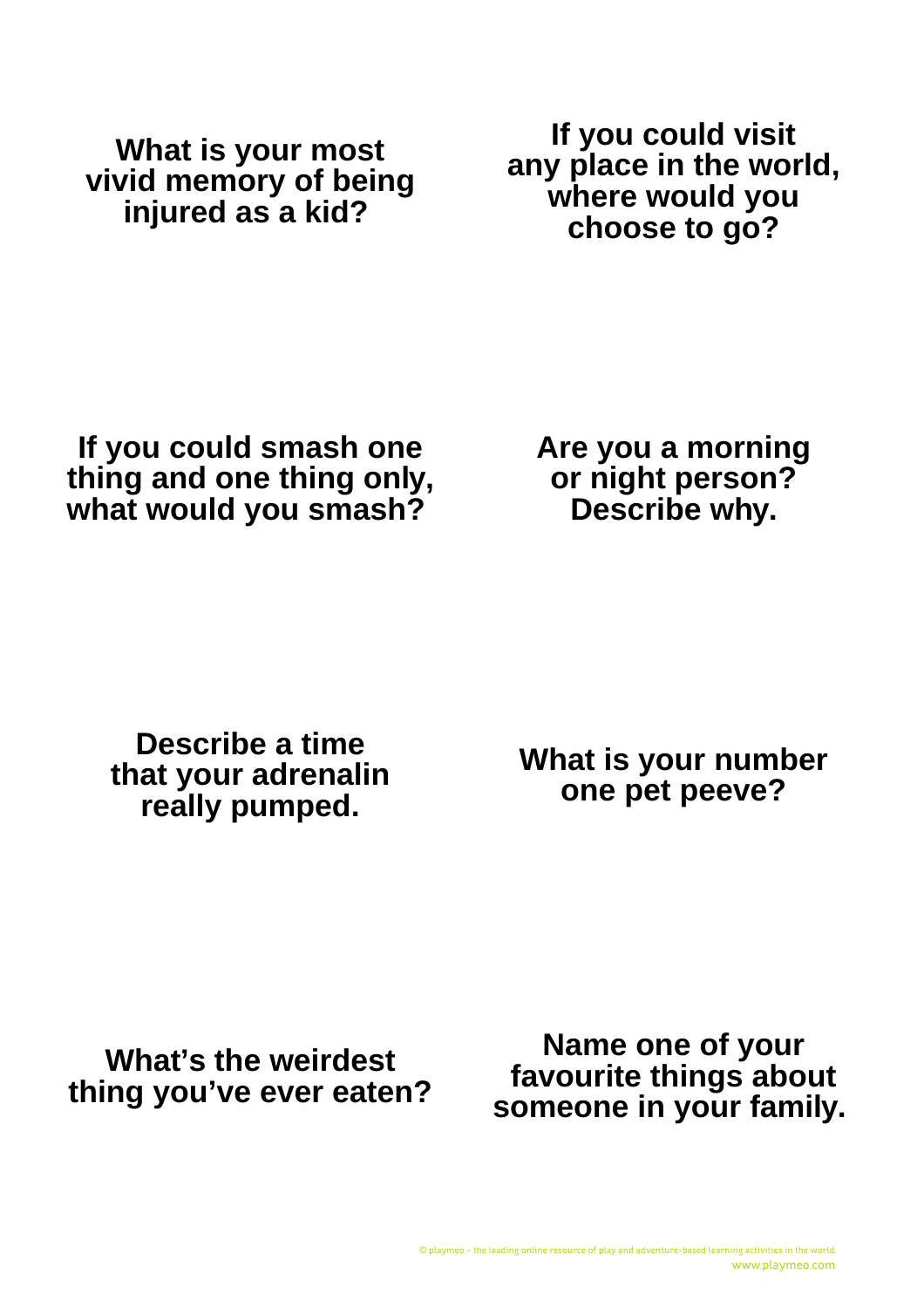**What is your most vivid memory of being injured as a kid?**

**If you could visit any place in the world, where would you choose to go?**

**If you could smash one thing and one thing only, what would you smash?**

**Are you a morning or night person? Describe why.**

**Describe a time that your adrenalin really pumped.**

**What is your number one pet peeve?**

**What's the weirdest thing you've ever eaten?**

**Name one of your favourite things about someone in your family.**

© playmeo – the leading online resource of play and adventure-based learning activities in the world
www.playmeo.com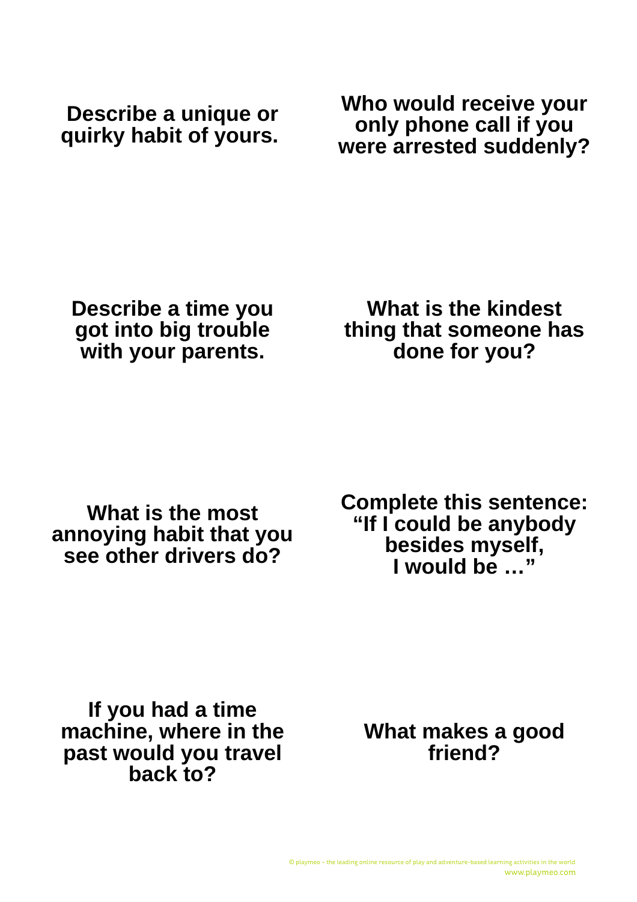**Describe a unique or quirky habit of yours.**

**Who would receive your only phone call if you were arrested suddenly?**

**Describe a time you got into big trouble with your parents.**

**What is the kindest thing that someone has done for you?**

**What is the most annoying habit that you see other drivers do?**

**Complete this sentence: "If I could be anybody besides myself, I would be …"**

**If you had a time machine, where in the past would you travel back to?**

**What makes a good friend?**

© playmeo – the leading online resource of play and adventure-based learning activities in the world
www.playmeo.com